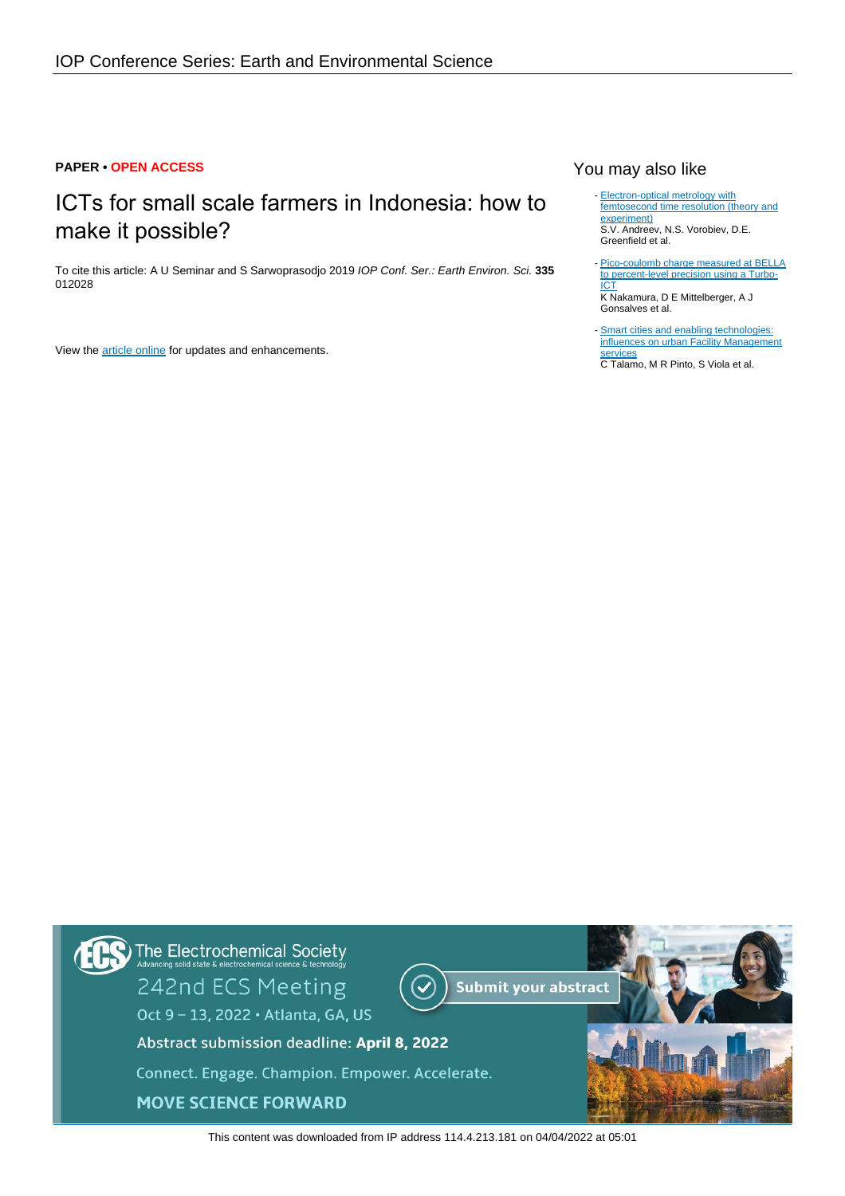PAPER • OPEN ACCESS

# ICTs for small scale farmers in Indonesia: how to make it possible?

To cite this article: A U Seminar and S Sarwoprasodjo 2019 *IOP Conf. Ser.: Earth Environ. Sci.* **335** 012028

View the article online for updates and enhancements.

## You may also like

- Electron-optical metrology with femtosecond time resolution (theory and experiment)
  S.V. Andreev, N.S. Vorobiev, D.E. Greenfield et al.

- Pico-coulomb charge measured at BELLA to percent-level precision using a Turbo-ICT
  K Nakamura, D E Mittelberger, A J Gonsalves et al.

- Smart cities and enabling technologies: influences on urban Facility Management services
  C Talamo, M R Pinto, S Viola et al.

The Electrochemical Society
Advancing solid state & electrochemical science & technology

242nd ECS Meeting
Oct 9 – 13, 2022 • Atlanta, GA, US

Submit your abstract

Abstract submission deadline: **April 8, 2022**

Connect. Engage. Champion. Empower. Accelerate.

**MOVE SCIENCE FORWARD**

This content was downloaded from IP address 114.4.213.181 on 04/04/2022 at 05:01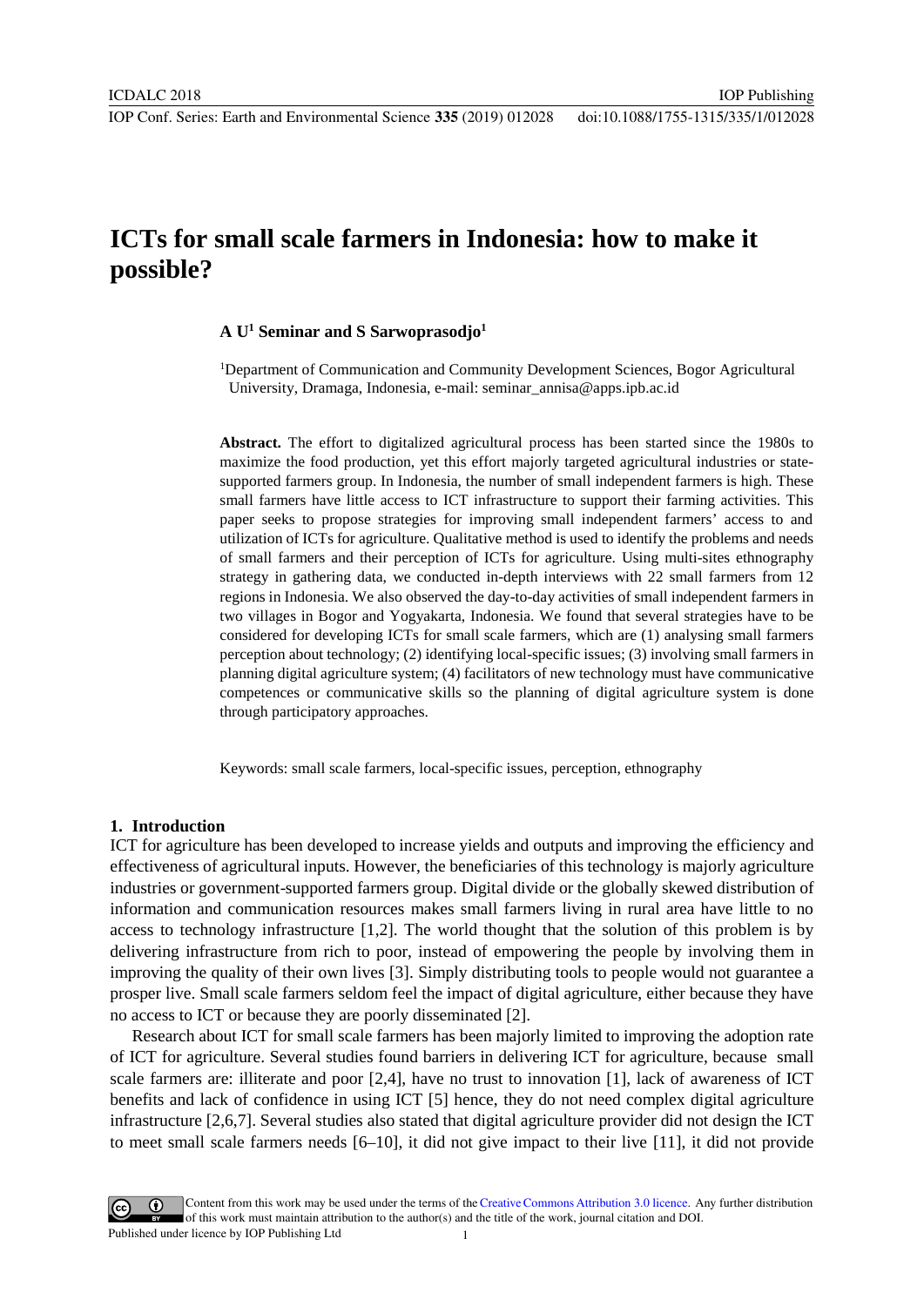# ICTs for small scale farmers in Indonesia: how to make it possible?

**A U[1] Seminar and S Sarwoprasodjo[1]**

[1]Department of Communication and Community Development Sciences, Bogor Agricultural University, Dramaga, Indonesia, e-mail: seminar_annisa@apps.ipb.ac.id

**Abstract.** The effort to digitalized agricultural process has been started since the 1980s to maximize the food production, yet this effort majorly targeted agricultural industries or state-supported farmers group. In Indonesia, the number of small independent farmers is high. These small farmers have little access to ICT infrastructure to support their farming activities. This paper seeks to propose strategies for improving small independent farmers' access to and utilization of ICTs for agriculture. Qualitative method is used to identify the problems and needs of small farmers and their perception of ICTs for agriculture. Using multi-sites ethnography strategy in gathering data, we conducted in-depth interviews with 22 small farmers from 12 regions in Indonesia. We also observed the day-to-day activities of small independent farmers in two villages in Bogor and Yogyakarta, Indonesia. We found that several strategies have to be considered for developing ICTs for small scale farmers, which are (1) analysing small farmers perception about technology; (2) identifying local-specific issues; (3) involving small farmers in planning digital agriculture system; (4) facilitators of new technology must have communicative competences or communicative skills so the planning of digital agriculture system is done through participatory approaches.

Keywords: small scale farmers, local-specific issues, perception, ethnography

## 1. Introduction

ICT for agriculture has been developed to increase yields and outputs and improving the efficiency and effectiveness of agricultural inputs. However, the beneficiaries of this technology is majorly agriculture industries or government-supported farmers group. Digital divide or the globally skewed distribution of information and communication resources makes small farmers living in rural area have little to no access to technology infrastructure [1,2]. The world thought that the solution of this problem is by delivering infrastructure from rich to poor, instead of empowering the people by involving them in improving the quality of their own lives [3]. Simply distributing tools to people would not guarantee a prosper live. Small scale farmers seldom feel the impact of digital agriculture, either because they have no access to ICT or because they are poorly disseminated [2].

Research about ICT for small scale farmers has been majorly limited to improving the adoption rate of ICT for agriculture. Several studies found barriers in delivering ICT for agriculture, because small scale farmers are: illiterate and poor [2,4], have no trust to innovation [1], lack of awareness of ICT benefits and lack of confidence in using ICT [5] hence, they do not need complex digital agriculture infrastructure [2,6,7]. Several studies also stated that digital agriculture provider did not design the ICT to meet small scale farmers needs [6–10], it did not give impact to their live [11], it did not provide

Content from this work may be used under the terms of the Creative Commons Attribution 3.0 licence. Any further distribution of this work must maintain attribution to the author(s) and the title of the work, journal citation and DOI.
Published under licence by IOP Publishing Ltd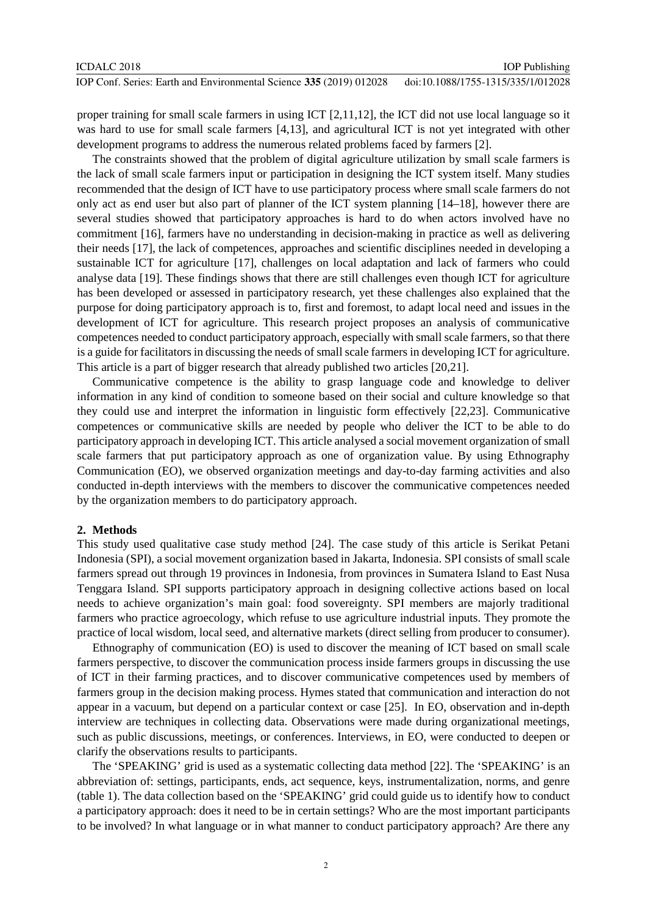proper training for small scale farmers in using ICT [2,11,12], the ICT did not use local language so it was hard to use for small scale farmers [4,13], and agricultural ICT is not yet integrated with other development programs to address the numerous related problems faced by farmers [2].

The constraints showed that the problem of digital agriculture utilization by small scale farmers is the lack of small scale farmers input or participation in designing the ICT system itself. Many studies recommended that the design of ICT have to use participatory process where small scale farmers do not only act as end user but also part of planner of the ICT system planning [14–18], however there are several studies showed that participatory approaches is hard to do when actors involved have no commitment [16], farmers have no understanding in decision-making in practice as well as delivering their needs [17], the lack of competences, approaches and scientific disciplines needed in developing a sustainable ICT for agriculture [17], challenges on local adaptation and lack of farmers who could analyse data [19]. These findings shows that there are still challenges even though ICT for agriculture has been developed or assessed in participatory research, yet these challenges also explained that the purpose for doing participatory approach is to, first and foremost, to adapt local need and issues in the development of ICT for agriculture. This research project proposes an analysis of communicative competences needed to conduct participatory approach, especially with small scale farmers, so that there is a guide for facilitators in discussing the needs of small scale farmers in developing ICT for agriculture. This article is a part of bigger research that already published two articles [20,21].

Communicative competence is the ability to grasp language code and knowledge to deliver information in any kind of condition to someone based on their social and culture knowledge so that they could use and interpret the information in linguistic form effectively [22,23]. Communicative competences or communicative skills are needed by people who deliver the ICT to be able to do participatory approach in developing ICT. This article analysed a social movement organization of small scale farmers that put participatory approach as one of organization value. By using Ethnography Communication (EO), we observed organization meetings and day-to-day farming activities and also conducted in-depth interviews with the members to discover the communicative competences needed by the organization members to do participatory approach.

## 2. Methods

This study used qualitative case study method [24]. The case study of this article is Serikat Petani Indonesia (SPI), a social movement organization based in Jakarta, Indonesia. SPI consists of small scale farmers spread out through 19 provinces in Indonesia, from provinces in Sumatera Island to East Nusa Tenggara Island. SPI supports participatory approach in designing collective actions based on local needs to achieve organization's main goal: food sovereignty. SPI members are majorly traditional farmers who practice agroecology, which refuse to use agriculture industrial inputs. They promote the practice of local wisdom, local seed, and alternative markets (direct selling from producer to consumer).

Ethnography of communication (EO) is used to discover the meaning of ICT based on small scale farmers perspective, to discover the communication process inside farmers groups in discussing the use of ICT in their farming practices, and to discover communicative competences used by members of farmers group in the decision making process. Hymes stated that communication and interaction do not appear in a vacuum, but depend on a particular context or case [25]. In EO, observation and in-depth interview are techniques in collecting data. Observations were made during organizational meetings, such as public discussions, meetings, or conferences. Interviews, in EO, were conducted to deepen or clarify the observations results to participants.

The 'SPEAKING' grid is used as a systematic collecting data method [22]. The 'SPEAKING' is an abbreviation of: settings, participants, ends, act sequence, keys, instrumentalization, norms, and genre (table 1). The data collection based on the 'SPEAKING' grid could guide us to identify how to conduct a participatory approach: does it need to be in certain settings? Who are the most important participants to be involved? In what language or in what manner to conduct participatory approach? Are there any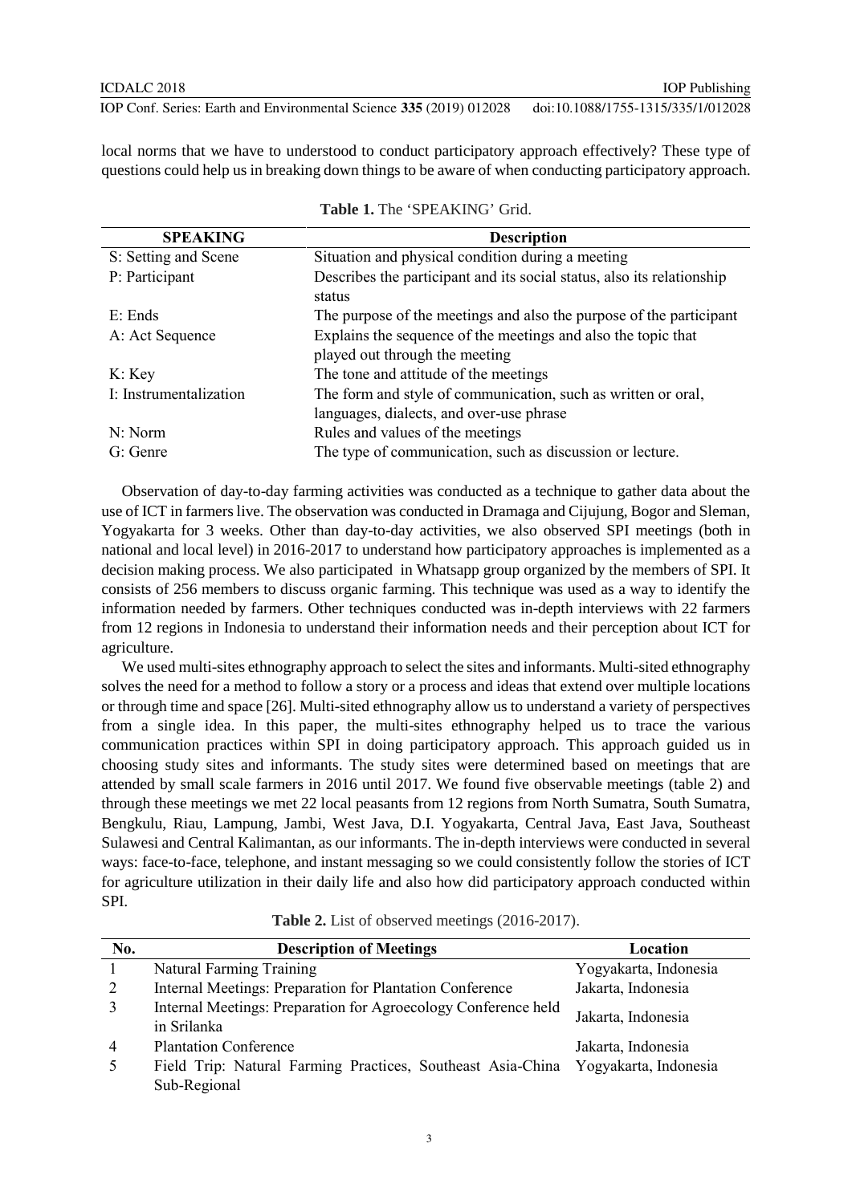local norms that we have to understood to conduct participatory approach effectively? These type of questions could help us in breaking down things to be aware of when conducting participatory approach.

**Table 1.** The 'SPEAKING' Grid.

| SPEAKING | Description |
|---|---|
| S: Setting and Scene | Situation and physical condition during a meeting |
| P: Participant | Describes the participant and its social status, also its relationship status |
| E: Ends | The purpose of the meetings and also the purpose of the participant |
| A: Act Sequence | Explains the sequence of the meetings and also the topic that played out through the meeting |
| K: Key | The tone and attitude of the meetings |
| I: Instrumentalization | The form and style of communication, such as written or oral, languages, dialects, and over-use phrase |
| N: Norm | Rules and values of the meetings |
| G: Genre | The type of communication, such as discussion or lecture. |

Observation of day-to-day farming activities was conducted as a technique to gather data about the use of ICT in farmers live. The observation was conducted in Dramaga and Cijujung, Bogor and Sleman, Yogyakarta for 3 weeks. Other than day-to-day activities, we also observed SPI meetings (both in national and local level) in 2016-2017 to understand how participatory approaches is implemented as a decision making process. We also participated in Whatsapp group organized by the members of SPI. It consists of 256 members to discuss organic farming. This technique was used as a way to identify the information needed by farmers. Other techniques conducted was in-depth interviews with 22 farmers from 12 regions in Indonesia to understand their information needs and their perception about ICT for agriculture.

We used multi-sites ethnography approach to select the sites and informants. Multi-sited ethnography solves the need for a method to follow a story or a process and ideas that extend over multiple locations or through time and space [26]. Multi-sited ethnography allow us to understand a variety of perspectives from a single idea. In this paper, the multi-sites ethnography helped us to trace the various communication practices within SPI in doing participatory approach. This approach guided us in choosing study sites and informants. The study sites were determined based on meetings that are attended by small scale farmers in 2016 until 2017. We found five observable meetings (table 2) and through these meetings we met 22 local peasants from 12 regions from North Sumatra, South Sumatra, Bengkulu, Riau, Lampung, Jambi, West Java, D.I. Yogyakarta, Central Java, East Java, Southeast Sulawesi and Central Kalimantan, as our informants. The in-depth interviews were conducted in several ways: face-to-face, telephone, and instant messaging so we could consistently follow the stories of ICT for agriculture utilization in their daily life and also how did participatory approach conducted within SPI.

**Table 2.** List of observed meetings (2016-2017).

| No. | Description of Meetings | Location |
|---|---|---|
| 1 | Natural Farming Training | Yogyakarta, Indonesia |
| 2 | Internal Meetings: Preparation for Plantation Conference | Jakarta, Indonesia |
| 3 | Internal Meetings: Preparation for Agroecology Conference held in Srilanka | Jakarta, Indonesia |
| 4 | Plantation Conference | Jakarta, Indonesia |
| 5 | Field Trip: Natural Farming Practices, Southeast Asia-China Sub-Regional | Yogyakarta, Indonesia |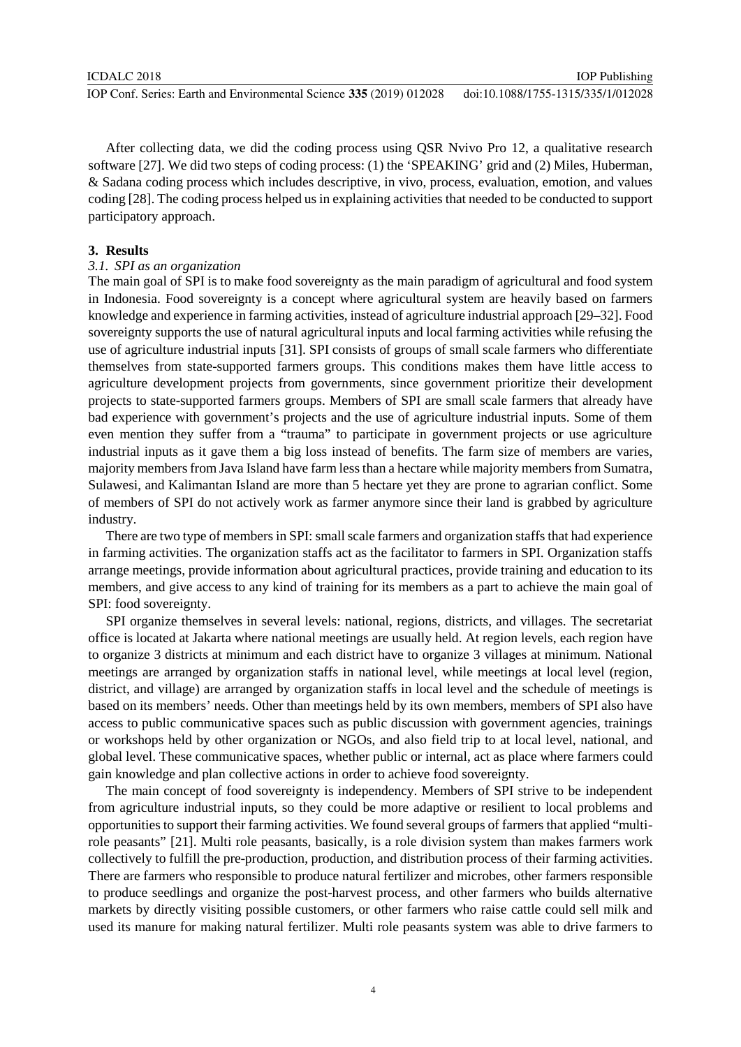After collecting data, we did the coding process using QSR Nvivo Pro 12, a qualitative research software [27]. We did two steps of coding process: (1) the 'SPEAKING' grid and (2) Miles, Huberman, & Sadana coding process which includes descriptive, in vivo, process, evaluation, emotion, and values coding [28]. The coding process helped us in explaining activities that needed to be conducted to support participatory approach.

## 3. Results

### *3.1. SPI as an organization*

The main goal of SPI is to make food sovereignty as the main paradigm of agricultural and food system in Indonesia. Food sovereignty is a concept where agricultural system are heavily based on farmers knowledge and experience in farming activities, instead of agriculture industrial approach [29–32]. Food sovereignty supports the use of natural agricultural inputs and local farming activities while refusing the use of agriculture industrial inputs [31]. SPI consists of groups of small scale farmers who differentiate themselves from state-supported farmers groups. This conditions makes them have little access to agriculture development projects from governments, since government prioritize their development projects to state-supported farmers groups. Members of SPI are small scale farmers that already have bad experience with government's projects and the use of agriculture industrial inputs. Some of them even mention they suffer from a "trauma" to participate in government projects or use agriculture industrial inputs as it gave them a big loss instead of benefits. The farm size of members are varies, majority members from Java Island have farm less than a hectare while majority members from Sumatra, Sulawesi, and Kalimantan Island are more than 5 hectare yet they are prone to agrarian conflict. Some of members of SPI do not actively work as farmer anymore since their land is grabbed by agriculture industry.

There are two type of members in SPI: small scale farmers and organization staffs that had experience in farming activities. The organization staffs act as the facilitator to farmers in SPI. Organization staffs arrange meetings, provide information about agricultural practices, provide training and education to its members, and give access to any kind of training for its members as a part to achieve the main goal of SPI: food sovereignty.

SPI organize themselves in several levels: national, regions, districts, and villages. The secretariat office is located at Jakarta where national meetings are usually held. At region levels, each region have to organize 3 districts at minimum and each district have to organize 3 villages at minimum. National meetings are arranged by organization staffs in national level, while meetings at local level (region, district, and village) are arranged by organization staffs in local level and the schedule of meetings is based on its members' needs. Other than meetings held by its own members, members of SPI also have access to public communicative spaces such as public discussion with government agencies, trainings or workshops held by other organization or NGOs, and also field trip to at local level, national, and global level. These communicative spaces, whether public or internal, act as place where farmers could gain knowledge and plan collective actions in order to achieve food sovereignty.

The main concept of food sovereignty is independency. Members of SPI strive to be independent from agriculture industrial inputs, so they could be more adaptive or resilient to local problems and opportunities to support their farming activities. We found several groups of farmers that applied "multi-role peasants" [21]. Multi role peasants, basically, is a role division system than makes farmers work collectively to fulfill the pre-production, production, and distribution process of their farming activities. There are farmers who responsible to produce natural fertilizer and microbes, other farmers responsible to produce seedlings and organize the post-harvest process, and other farmers who builds alternative markets by directly visiting possible customers, or other farmers who raise cattle could sell milk and used its manure for making natural fertilizer. Multi role peasants system was able to drive farmers to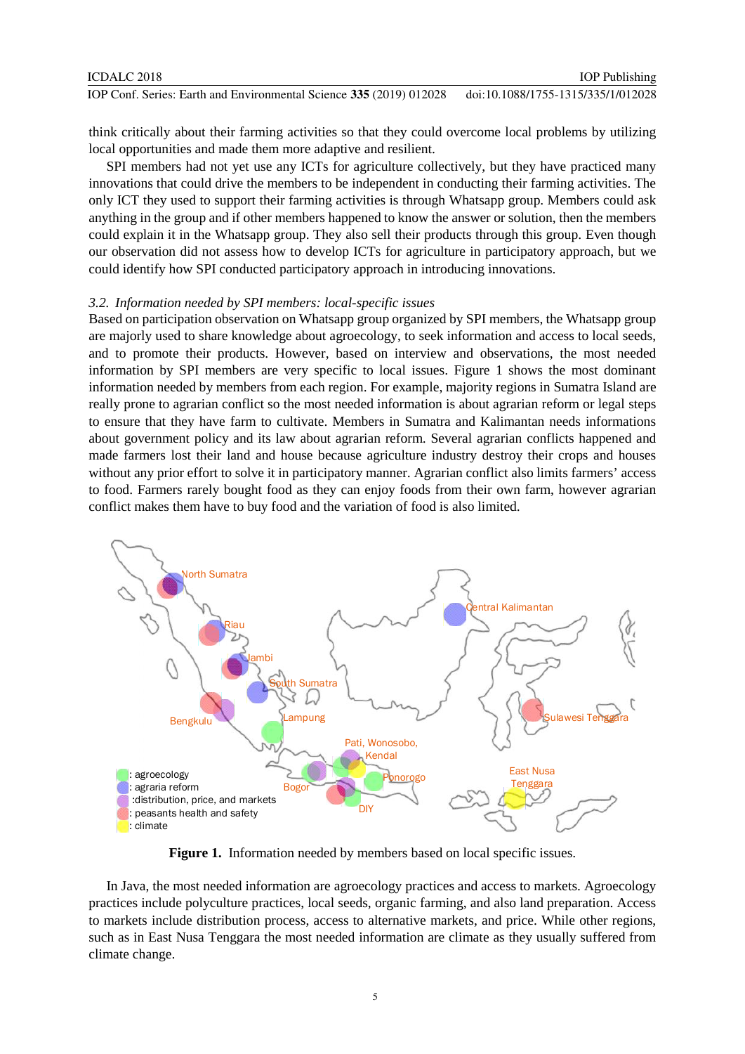think critically about their farming activities so that they could overcome local problems by utilizing local opportunities and made them more adaptive and resilient.

SPI members had not yet use any ICTs for agriculture collectively, but they have practiced many innovations that could drive the members to be independent in conducting their farming activities. The only ICT they used to support their farming activities is through Whatsapp group. Members could ask anything in the group and if other members happened to know the answer or solution, then the members could explain it in the Whatsapp group. They also sell their products through this group. Even though our observation did not assess how to develop ICTs for agriculture in participatory approach, but we could identify how SPI conducted participatory approach in introducing innovations.

### 3.2. *Information needed by SPI members: local-specific issues*

Based on participation observation on Whatsapp group organized by SPI members, the Whatsapp group are majorly used to share knowledge about agroecology, to seek information and access to local seeds, and to promote their products. However, based on interview and observations, the most needed information by SPI members are very specific to local issues. Figure 1 shows the most dominant information needed by members from each region. For example, majority regions in Sumatra Island are really prone to agrarian conflict so the most needed information is about agrarian reform or legal steps to ensure that they have farm to cultivate. Members in Sumatra and Kalimantan needs informations about government policy and its law about agrarian reform. Several agrarian conflicts happened and made farmers lost their land and house because agriculture industry destroy their crops and houses without any prior effort to solve it in participatory manner. Agrarian conflict also limits farmers' access to food. Farmers rarely bought food as they can enjoy foods from their own farm, however agrarian conflict makes them have to buy food and the variation of food is also limited.

**Figure 1.** Information needed by members based on local specific issues.

In Java, the most needed information are agroecology practices and access to markets. Agroecology practices include polyculture practices, local seeds, organic farming, and also land preparation. Access to markets include distribution process, access to alternative markets, and price. While other regions, such as in East Nusa Tenggara the most needed information are climate as they usually suffered from climate change.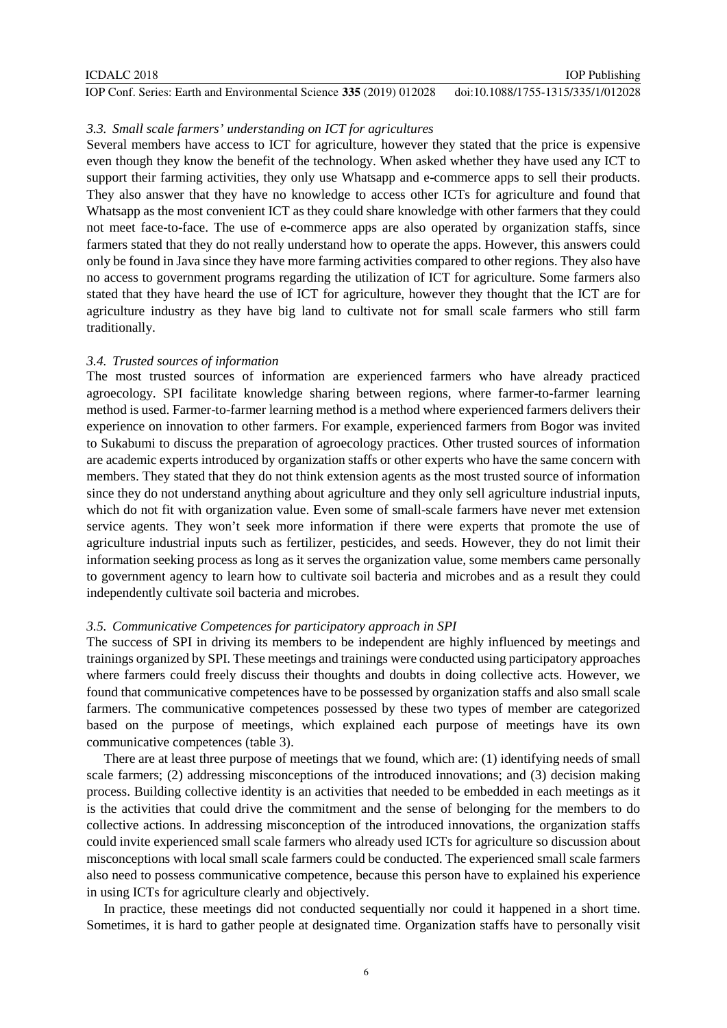### *3.3. Small scale farmers' understanding on ICT for agricultures*

Several members have access to ICT for agriculture, however they stated that the price is expensive even though they know the benefit of the technology. When asked whether they have used any ICT to support their farming activities, they only use Whatsapp and e-commerce apps to sell their products. They also answer that they have no knowledge to access other ICTs for agriculture and found that Whatsapp as the most convenient ICT as they could share knowledge with other farmers that they could not meet face-to-face. The use of e-commerce apps are also operated by organization staffs, since farmers stated that they do not really understand how to operate the apps. However, this answers could only be found in Java since they have more farming activities compared to other regions. They also have no access to government programs regarding the utilization of ICT for agriculture. Some farmers also stated that they have heard the use of ICT for agriculture, however they thought that the ICT are for agriculture industry as they have big land to cultivate not for small scale farmers who still farm traditionally.

### *3.4. Trusted sources of information*

The most trusted sources of information are experienced farmers who have already practiced agroecology. SPI facilitate knowledge sharing between regions, where farmer-to-farmer learning method is used. Farmer-to-farmer learning method is a method where experienced farmers delivers their experience on innovation to other farmers. For example, experienced farmers from Bogor was invited to Sukabumi to discuss the preparation of agroecology practices. Other trusted sources of information are academic experts introduced by organization staffs or other experts who have the same concern with members. They stated that they do not think extension agents as the most trusted source of information since they do not understand anything about agriculture and they only sell agriculture industrial inputs, which do not fit with organization value. Even some of small-scale farmers have never met extension service agents. They won't seek more information if there were experts that promote the use of agriculture industrial inputs such as fertilizer, pesticides, and seeds. However, they do not limit their information seeking process as long as it serves the organization value, some members came personally to government agency to learn how to cultivate soil bacteria and microbes and as a result they could independently cultivate soil bacteria and microbes.

### *3.5. Communicative Competences for participatory approach in SPI*

The success of SPI in driving its members to be independent are highly influenced by meetings and trainings organized by SPI. These meetings and trainings were conducted using participatory approaches where farmers could freely discuss their thoughts and doubts in doing collective acts. However, we found that communicative competences have to be possessed by organization staffs and also small scale farmers. The communicative competences possessed by these two types of member are categorized based on the purpose of meetings, which explained each purpose of meetings have its own communicative competences (table 3).

There are at least three purpose of meetings that we found, which are: (1) identifying needs of small scale farmers; (2) addressing misconceptions of the introduced innovations; and (3) decision making process. Building collective identity is an activities that needed to be embedded in each meetings as it is the activities that could drive the commitment and the sense of belonging for the members to do collective actions. In addressing misconception of the introduced innovations, the organization staffs could invite experienced small scale farmers who already used ICTs for agriculture so discussion about misconceptions with local small scale farmers could be conducted. The experienced small scale farmers also need to possess communicative competence, because this person have to explained his experience in using ICTs for agriculture clearly and objectively.

In practice, these meetings did not conducted sequentially nor could it happened in a short time. Sometimes, it is hard to gather people at designated time. Organization staffs have to personally visit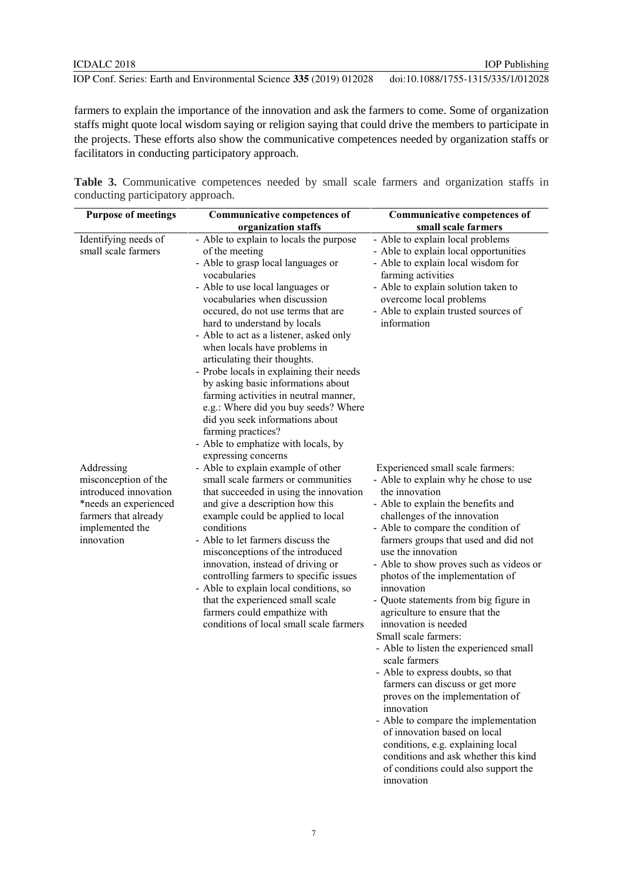farmers to explain the importance of the innovation and ask the farmers to come. Some of organization staffs might quote local wisdom saying or religion saying that could drive the members to participate in the projects. These efforts also show the communicative competences needed by organization staffs or facilitators in conducting participatory approach.

**Table 3.** Communicative competences needed by small scale farmers and organization staffs in conducting participatory approach.

| Purpose of meetings | Communicative competences of organization staffs | Communicative competences of small scale farmers |
|---|---|---|
| Identifying needs of small scale farmers | - Able to explain to locals the purpose of the meeting<br>- Able to grasp local languages or vocabularies<br>- Able to use local languages or vocabularies when discussion occured, do not use terms that are hard to understand by locals<br>- Able to act as a listener, asked only when locals have problems in articulating their thoughts.<br>- Probe locals in explaining their needs by asking basic informations about farming activities in neutral manner, e.g.: Where did you buy seeds? Where did you seek informations about farming practices?<br>- Able to emphatize with locals, by expressing concerns | - Able to explain local problems<br>- Able to explain local opportunities<br>- Able to explain local wisdom for farming activities<br>- Able to explain solution taken to overcome local problems<br>- Able to explain trusted sources of information |
| Addressing misconception of the introduced innovation *needs an experienced farmers that already implemented the innovation | - Able to explain example of other small scale farmers or communities that succeeded in using the innovation and give a description how this example could be applied to local conditions<br>- Able to let farmers discuss the misconceptions of the introduced innovation, instead of driving or controlling farmers to specific issues<br>- Able to explain local conditions, so that the experienced small scale farmers could empathize with conditions of local small scale farmers | Experienced small scale farmers:<br>- Able to explain why he chose to use the innovation<br>- Able to explain the benefits and challenges of the innovation<br>- Able to compare the condition of farmers groups that used and did not use the innovation<br>- Able to show proves such as videos or photos of the implementation of innovation<br>- Quote statements from big figure in agriculture to ensure that the innovation is needed<br>Small scale farmers:<br>- Able to listen the experienced small scale farmers<br>- Able to express doubts, so that farmers can discuss or get more proves on the implementation of innovation<br>- Able to compare the implementation of innovation based on local conditions, e.g. explaining local conditions and ask whether this kind of conditions could also support the innovation |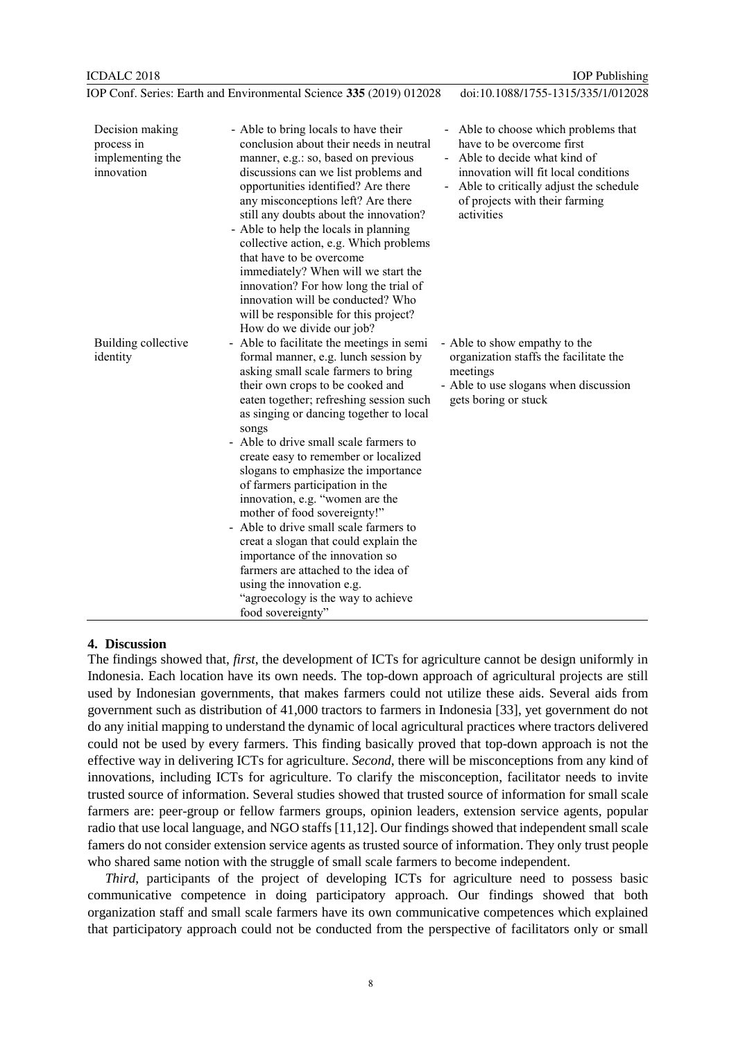| | | |
|---|---|---|
| Decision making process in implementing the innovation | - Able to bring locals to have their conclusion about their needs in neutral manner, e.g.: so, based on previous discussions can we list problems and opportunities identified? Are there any misconceptions left? Are there still any doubts about the innovation?<br>- Able to help the locals in planning collective action, e.g. Which problems that have to be overcome immediately? When will we start the innovation? For how long the trial of innovation will be conducted? Who will be responsible for this project? How do we divide our job? | - Able to choose which problems that have to be overcome first<br>- Able to decide what kind of innovation will fit local conditions<br>- Able to critically adjust the schedule of projects with their farming activities |
| Building collective identity | - Able to facilitate the meetings in semi formal manner, e.g. lunch session by asking small scale farmers to bring their own crops to be cooked and eaten together; refreshing session such as singing or dancing together to local songs<br>- Able to drive small scale farmers to create easy to remember or localized slogans to emphasize the importance of farmers participation in the innovation, e.g. "women are the mother of food sovereignty!"<br>- Able to drive small scale farmers to creat a slogan that could explain the importance of the innovation so farmers are attached to the idea of using the innovation e.g. "agroecology is the way to achieve food sovereignty" | - Able to show empathy to the organization staffs the facilitate the meetings<br>- Able to use slogans when discussion gets boring or stuck |

## 4. Discussion

The findings showed that, *first*, the development of ICTs for agriculture cannot be design uniformly in Indonesia. Each location have its own needs. The top-down approach of agricultural projects are still used by Indonesian governments, that makes farmers could not utilize these aids. Several aids from government such as distribution of 41,000 tractors to farmers in Indonesia [33], yet government do not do any initial mapping to understand the dynamic of local agricultural practices where tractors delivered could not be used by every farmers. This finding basically proved that top-down approach is not the effective way in delivering ICTs for agriculture. *Second*, there will be misconceptions from any kind of innovations, including ICTs for agriculture. To clarify the misconception, facilitator needs to invite trusted source of information. Several studies showed that trusted source of information for small scale farmers are: peer-group or fellow farmers groups, opinion leaders, extension service agents, popular radio that use local language, and NGO staffs [11,12]. Our findings showed that independent small scale famers do not consider extension service agents as trusted source of information. They only trust people who shared same notion with the struggle of small scale farmers to become independent.

*Third*, participants of the project of developing ICTs for agriculture need to possess basic communicative competence in doing participatory approach. Our findings showed that both organization staff and small scale farmers have its own communicative competences which explained that participatory approach could not be conducted from the perspective of facilitators only or small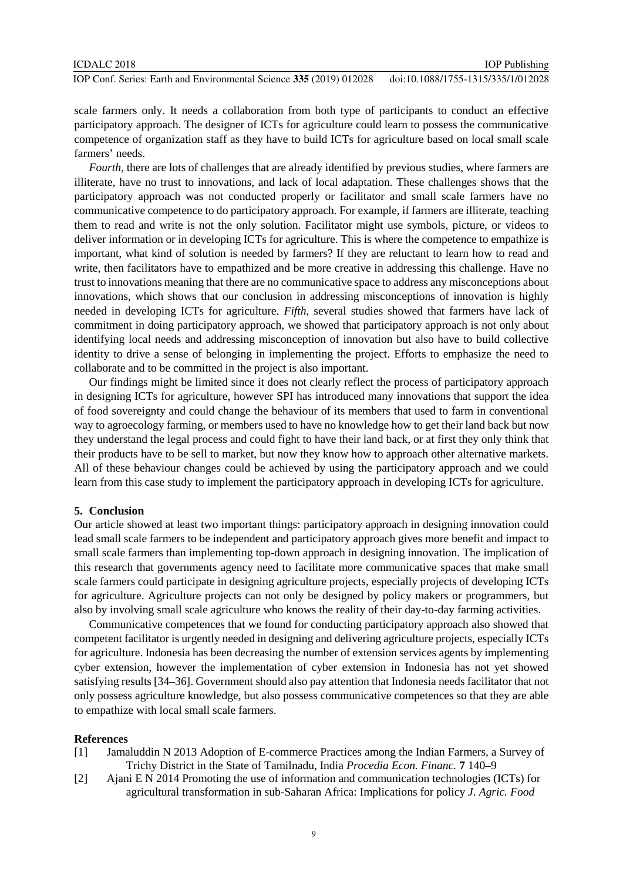scale farmers only. It needs a collaboration from both type of participants to conduct an effective participatory approach. The designer of ICTs for agriculture could learn to possess the communicative competence of organization staff as they have to build ICTs for agriculture based on local small scale farmers' needs.

*Fourth*, there are lots of challenges that are already identified by previous studies, where farmers are illiterate, have no trust to innovations, and lack of local adaptation. These challenges shows that the participatory approach was not conducted properly or facilitator and small scale farmers have no communicative competence to do participatory approach. For example, if farmers are illiterate, teaching them to read and write is not the only solution. Facilitator might use symbols, picture, or videos to deliver information or in developing ICTs for agriculture. This is where the competence to empathize is important, what kind of solution is needed by farmers? If they are reluctant to learn how to read and write, then facilitators have to empathized and be more creative in addressing this challenge. Have no trust to innovations meaning that there are no communicative space to address any misconceptions about innovations, which shows that our conclusion in addressing misconceptions of innovation is highly needed in developing ICTs for agriculture. *Fifth*, several studies showed that farmers have lack of commitment in doing participatory approach, we showed that participatory approach is not only about identifying local needs and addressing misconception of innovation but also have to build collective identity to drive a sense of belonging in implementing the project. Efforts to emphasize the need to collaborate and to be committed in the project is also important.

Our findings might be limited since it does not clearly reflect the process of participatory approach in designing ICTs for agriculture, however SPI has introduced many innovations that support the idea of food sovereignty and could change the behaviour of its members that used to farm in conventional way to agroecology farming, or members used to have no knowledge how to get their land back but now they understand the legal process and could fight to have their land back, or at first they only think that their products have to be sell to market, but now they know how to approach other alternative markets. All of these behaviour changes could be achieved by using the participatory approach and we could learn from this case study to implement the participatory approach in developing ICTs for agriculture.

## 5. Conclusion

Our article showed at least two important things: participatory approach in designing innovation could lead small scale farmers to be independent and participatory approach gives more benefit and impact to small scale farmers than implementing top-down approach in designing innovation. The implication of this research that governments agency need to facilitate more communicative spaces that make small scale farmers could participate in designing agriculture projects, especially projects of developing ICTs for agriculture. Agriculture projects can not only be designed by policy makers or programmers, but also by involving small scale agriculture who knows the reality of their day-to-day farming activities.

Communicative competences that we found for conducting participatory approach also showed that competent facilitator is urgently needed in designing and delivering agriculture projects, especially ICTs for agriculture. Indonesia has been decreasing the number of extension services agents by implementing cyber extension, however the implementation of cyber extension in Indonesia has not yet showed satisfying results [34–36]. Government should also pay attention that Indonesia needs facilitator that not only possess agriculture knowledge, but also possess communicative competences so that they are able to empathize with local small scale farmers.

## References

[1] Jamaluddin N 2013 Adoption of E-commerce Practices among the Indian Farmers, a Survey of Trichy District in the State of Tamilnadu, India *Procedia Econ. Financ.* **7** 140–9

[2] Ajani E N 2014 Promoting the use of information and communication technologies (ICTs) for agricultural transformation in sub-Saharan Africa: Implications for policy *J. Agric. Food*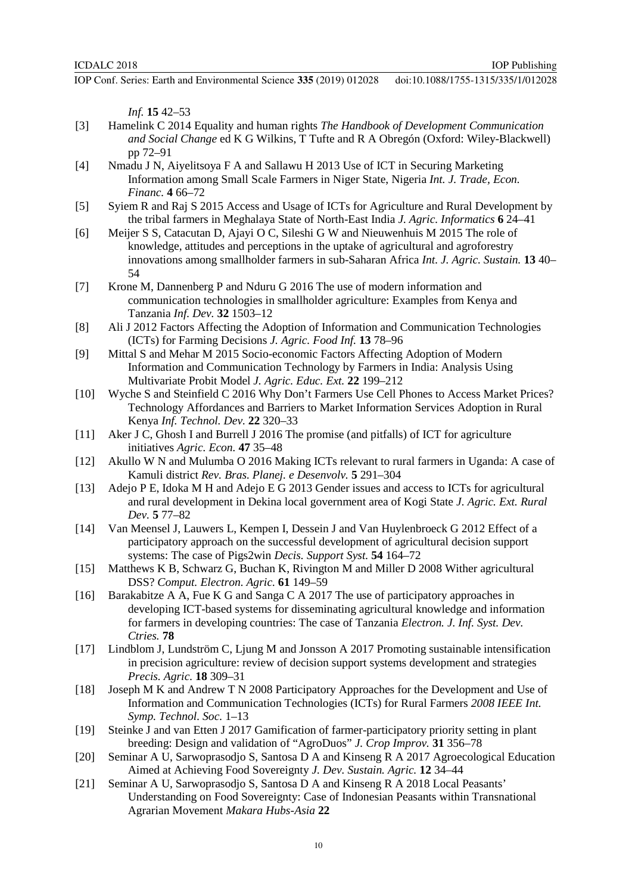*Inf.* **15** 42–53

[3] Hamelink C 2014 Equality and human rights *The Handbook of Development Communication and Social Change* ed K G Wilkins, T Tufte and R A Obregón (Oxford: Wiley-Blackwell) pp 72–91

[4] Nmadu J N, Aiyelitsoya F A and Sallawu H 2013 Use of ICT in Securing Marketing Information among Small Scale Farmers in Niger State, Nigeria *Int. J. Trade, Econ. Financ.* **4** 66–72

[5] Syiem R and Raj S 2015 Access and Usage of ICTs for Agriculture and Rural Development by the tribal farmers in Meghalaya State of North-East India *J. Agric. Informatics* **6** 24–41

[6] Meijer S S, Catacutan D, Ajayi O C, Sileshi G W and Nieuwenhuis M 2015 The role of knowledge, attitudes and perceptions in the uptake of agricultural and agroforestry innovations among smallholder farmers in sub-Saharan Africa *Int. J. Agric. Sustain.* **13** 40–54

[7] Krone M, Dannenberg P and Nduru G 2016 The use of modern information and communication technologies in smallholder agriculture: Examples from Kenya and Tanzania *Inf. Dev.* **32** 1503–12

[8] Ali J 2012 Factors Affecting the Adoption of Information and Communication Technologies (ICTs) for Farming Decisions *J. Agric. Food Inf.* **13** 78–96

[9] Mittal S and Mehar M 2015 Socio-economic Factors Affecting Adoption of Modern Information and Communication Technology by Farmers in India: Analysis Using Multivariate Probit Model *J. Agric. Educ. Ext.* **22** 199–212

[10] Wyche S and Steinfield C 2016 Why Don't Farmers Use Cell Phones to Access Market Prices? Technology Affordances and Barriers to Market Information Services Adoption in Rural Kenya *Inf. Technol. Dev.* **22** 320–33

[11] Aker J C, Ghosh I and Burrell J 2016 The promise (and pitfalls) of ICT for agriculture initiatives *Agric. Econ.* **47** 35–48

[12] Akullo W N and Mulumba O 2016 Making ICTs relevant to rural farmers in Uganda: A case of Kamuli district *Rev. Bras. Planej. e Desenvolv.* **5** 291–304

[13] Adejo P E, Idoka M H and Adejo E G 2013 Gender issues and access to ICTs for agricultural and rural development in Dekina local government area of Kogi State *J. Agric. Ext. Rural Dev.* **5** 77–82

[14] Van Meensel J, Lauwers L, Kempen I, Dessein J and Van Huylenbroeck G 2012 Effect of a participatory approach on the successful development of agricultural decision support systems: The case of Pigs2win *Decis. Support Syst.* **54** 164–72

[15] Matthews K B, Schwarz G, Buchan K, Rivington M and Miller D 2008 Wither agricultural DSS? *Comput. Electron. Agric.* **61** 149–59

[16] Barakabitze A A, Fue K G and Sanga C A 2017 The use of participatory approaches in developing ICT-based systems for disseminating agricultural knowledge and information for farmers in developing countries: The case of Tanzania *Electron. J. Inf. Syst. Dev. Ctries.* **78**

[17] Lindblom J, Lundström C, Ljung M and Jonsson A 2017 Promoting sustainable intensification in precision agriculture: review of decision support systems development and strategies *Precis. Agric.* **18** 309–31

[18] Joseph M K and Andrew T N 2008 Participatory Approaches for the Development and Use of Information and Communication Technologies (ICTs) for Rural Farmers *2008 IEEE Int. Symp. Technol. Soc.* 1–13

[19] Steinke J and van Etten J 2017 Gamification of farmer-participatory priority setting in plant breeding: Design and validation of "AgroDuos" *J. Crop Improv.* **31** 356–78

[20] Seminar A U, Sarwoprasodjo S, Santosa D A and Kinseng R A 2017 Agroecological Education Aimed at Achieving Food Sovereignty *J. Dev. Sustain. Agric.* **12** 34–44

[21] Seminar A U, Sarwoprasodjo S, Santosa D A and Kinseng R A 2018 Local Peasants' Understanding on Food Sovereignty: Case of Indonesian Peasants within Transnational Agrarian Movement *Makara Hubs-Asia* **22**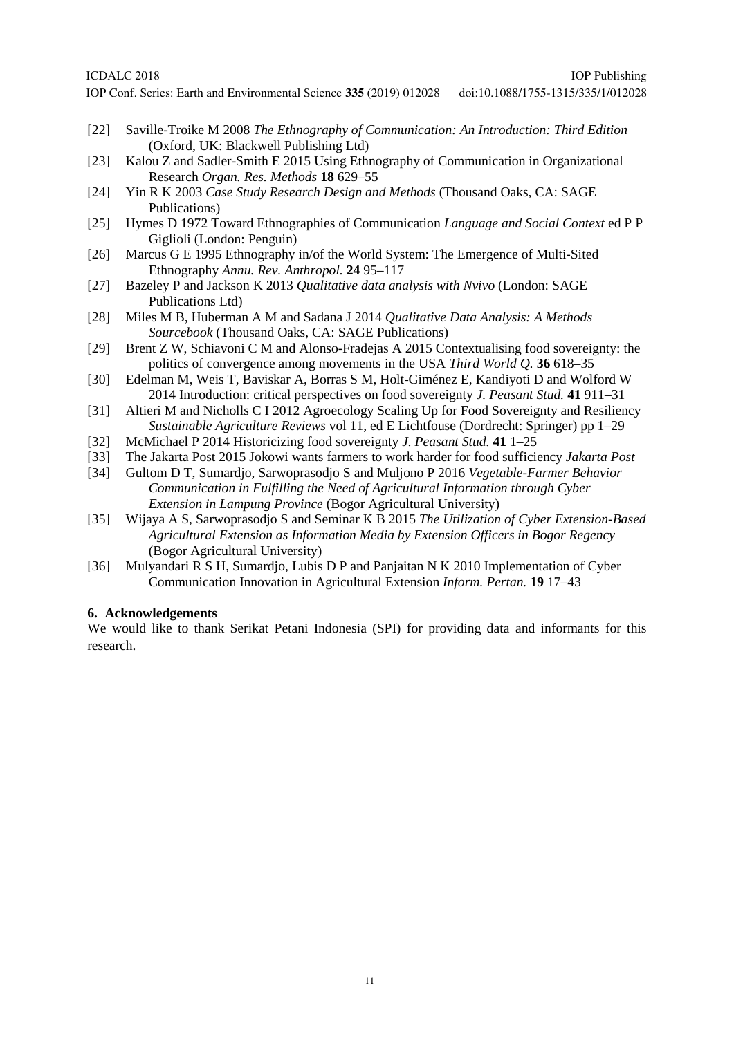[22] Saville-Troike M 2008 *The Ethnography of Communication: An Introduction: Third Edition* (Oxford, UK: Blackwell Publishing Ltd)

[23] Kalou Z and Sadler-Smith E 2015 Using Ethnography of Communication in Organizational Research *Organ. Res. Methods* **18** 629–55

[24] Yin R K 2003 *Case Study Research Design and Methods* (Thousand Oaks, CA: SAGE Publications)

[25] Hymes D 1972 Toward Ethnographies of Communication *Language and Social Context* ed P P Giglioli (London: Penguin)

[26] Marcus G E 1995 Ethnography in/of the World System: The Emergence of Multi-Sited Ethnography *Annu. Rev. Anthropol.* **24** 95–117

[27] Bazeley P and Jackson K 2013 *Qualitative data analysis with Nvivo* (London: SAGE Publications Ltd)

[28] Miles M B, Huberman A M and Sadana J 2014 *Qualitative Data Analysis: A Methods Sourcebook* (Thousand Oaks, CA: SAGE Publications)

[29] Brent Z W, Schiavoni C M and Alonso-Fradejas A 2015 Contextualising food sovereignty: the politics of convergence among movements in the USA *Third World Q.* **36** 618–35

[30] Edelman M, Weis T, Baviskar A, Borras S M, Holt-Giménez E, Kandiyoti D and Wolford W 2014 Introduction: critical perspectives on food sovereignty *J. Peasant Stud.* **41** 911–31

[31] Altieri M and Nicholls C I 2012 Agroecology Scaling Up for Food Sovereignty and Resiliency *Sustainable Agriculture Reviews* vol 11, ed E Lichtfouse (Dordrecht: Springer) pp 1–29

[32] McMichael P 2014 Historicizing food sovereignty *J. Peasant Stud.* **41** 1–25

[33] The Jakarta Post 2015 Jokowi wants farmers to work harder for food sufficiency *Jakarta Post*

[34] Gultom D T, Sumardjo, Sarwoprasodjo S and Muljono P 2016 *Vegetable-Farmer Behavior Communication in Fulfilling the Need of Agricultural Information through Cyber Extension in Lampung Province* (Bogor Agricultural University)

[35] Wijaya A S, Sarwoprasodjo S and Seminar K B 2015 *The Utilization of Cyber Extension-Based Agricultural Extension as Information Media by Extension Officers in Bogor Regency* (Bogor Agricultural University)

[36] Mulyandari R S H, Sumardjo, Lubis D P and Panjaitan N K 2010 Implementation of Cyber Communication Innovation in Agricultural Extension *Inform. Pertan.* **19** 17–43

## 6. Acknowledgements

We would like to thank Serikat Petani Indonesia (SPI) for providing data and informants for this research.